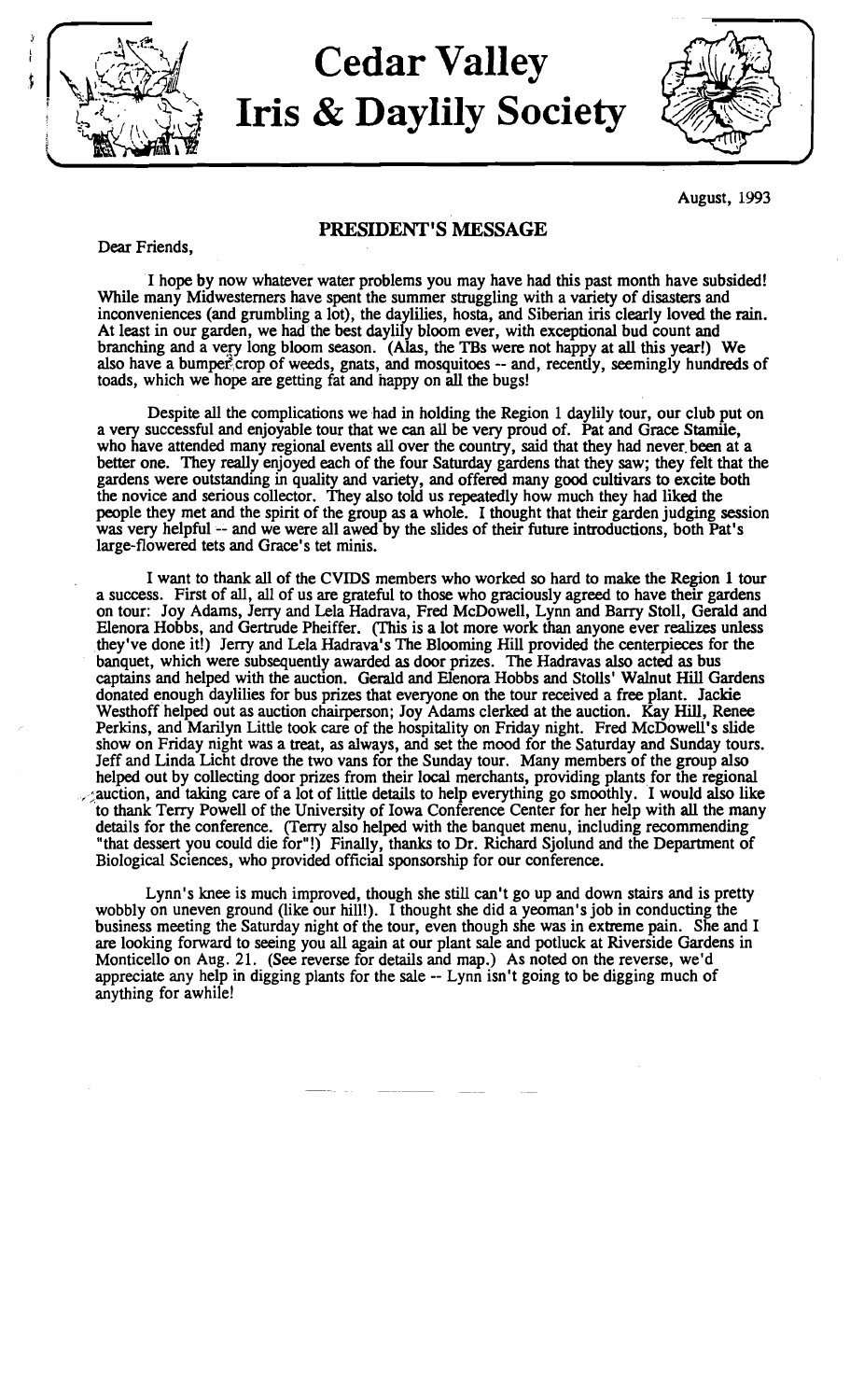# Cedar Valley Iris & Daylily Society

August, 1993

## PRESIDENT'S MESSAGE

Dear Friends,

I hope by now whatever water problems you may have had this past month have subsided! While many Midwesterners have spent the summer struggling with a variety of disasters and inconveniences (and grumbling a lot), the daylilies, hosta, and Siberian iris clearly loved the rain. At least in our garden, we had the best daylily bloom ever, with exceptional bud count and branching and a very long bloom season. (Alas, the TBs were not happy at all this year!) We also have a bumper crop of weeds, gnats, and mosquitoes -- and, recently, seemingly hundreds of toads, which we hope are getting fat and happy on all the bugs!

Despite all the complications we had in holding the Region 1 daylily tour, our club put on a very successful and enjoyable tour that we can all be very proud of. Pat and Grace Stamile, who have attended many regional events all over the country, said that they had never been at a better one. They really enjoyed each of the four Saturday gardens that they saw; they felt that the gardens were outstanding in quality and variety, and offered many good cultivars to excite both the novice and serious collector. They also told us repeatedly how much they had liked the people they met and the spirit of the group as a whole. I thought that their garden judging session was very helpful -- and we were all awed by the slides of their future introductions, both Pat's large-flowered tets and Grace's tet minis.

I want to thank all of the CVIDS members who worked so hard to make the Region 1 tour a success. First of all, all of us are grateful to those who graciously agreed to have their gardens on tour: Joy Adams, Jerry and Lela Hadrava, Fred McDowell, Lynn and Barry Stoll, Gerald and Elenora Hobbs, and Gertrude Pheiffer. (This is a lot more work than anyone ever realizes unless they've done it!) Jerry and Lela Hadrava's The Blooming Hill provided the centerpieces for the banquet, which were subsequently awarded as door prizes. The Hadravas also acted as bus captains and helped with the auction. Gerald and Elenora Hobbs and Stolls' Walnut Hill Gardens donated enough daylilies for bus prizes that everyone on the tour received a free plant. Jackie Westhoff helped out as auction chairperson; Joy Adams clerked at the auction. Kay Hill, Renee Perkins, and Marilyn Little took care of the hospitality on Friday night. Fred McDowell's slide show on Friday night was a treat, as always, and set the mood for the Saturday and Sunday tours. Jeff and Linda Licht drove the two vans for the Sunday tour. Many members of the group also helped out by collecting door prizes from their local merchants, providing plants for the regional auction, and taking care of a lot of little details to help everything go smoothly. I would also like to thank Terry Powell of the University of Iowa Conference Center for her help with all the many details for the conference. (Terry also helped with the banquet menu, including recommending "that dessert you could die for"!) Finally, thanks to Dr. Richard Sjolund and the Department of Biological Sciences, who provided official sponsorship for our conference.

Lynn's knee is much improved, though she still can't go up and down stairs and is pretty wobbly on uneven ground (like our hill!). I thought she did a yeoman's job in conducting the business meeting the Saturday night of the tour, even though she was in extreme pain. She and I are looking forward to seeing you all again at our plant sale and potluck at Riverside Gardens in Monticello on Aug. 21. (See reverse for details and map.) As noted on the reverse, we'd appreciate any help in digging plants for the sale -- Lynn isn't going to be digging much of anything for awhile!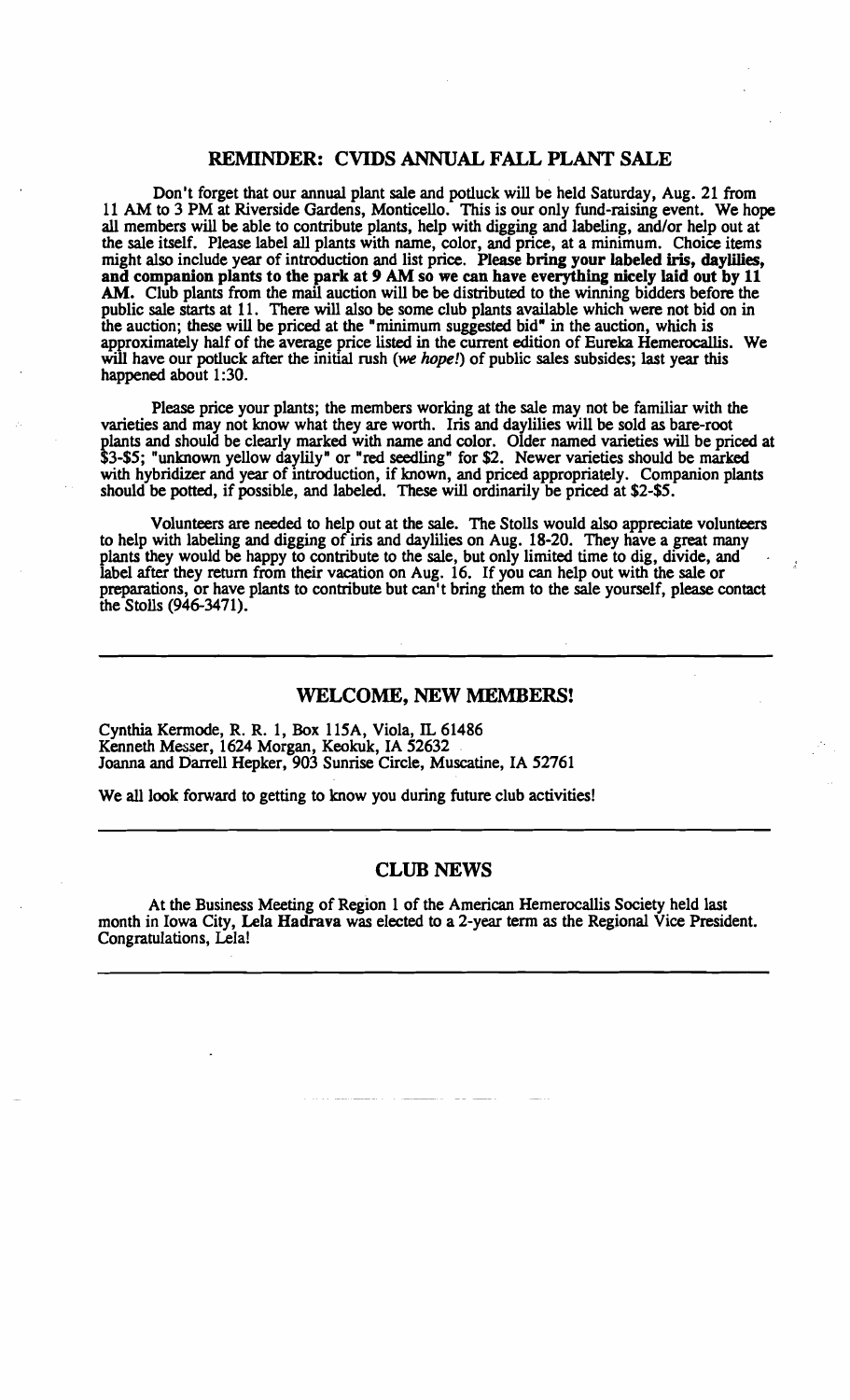## REMINDER: CVIDS ANNUAL FALL PLANT SALE

Don't forget that our annual plant sale and potluck will be held Saturday, Aug. 21 from 11 AM to 3 PM at Riverside Gardens, Monticello. This is our only fund-raising event. We hope all members will be able to contribute plants, help with digging and labeling, and/or help out at the sale itself. Please label all plants with name, color, and price, at a minimum. Choice items might also include year of introduction and list price. **Please bring your labeled iris, daylilies, and companion plants to the park at 9 AM so we can have everything nicely laid out by 11 AM.** Club plants from the mail auction will be be distributed to the winning bidders before the public sale starts at 11. There will also be some club plants available which were not bid on in the auction; these will be priced at the "minimum suggested bid" in the auction, which is approximately half of the average price listed in the current edition of Eureka Hemerocallis. We will have our potluck after the initial rush (*we hope!*) of public sales subsides; last year this happened about 1:30.

Please price your plants; the members working at the sale may not be familiar with the varieties and may not know what they are worth. Iris and daylilies will be sold as bare-root plants and should be clearly marked with name and color. Older named varieties will be priced at $3-$5; "unknown yellow daylily" or "red seedling" for $2. Newer varieties should be marked with hybridizer and year of introduction, if known, and priced appropriately. Companion plants should be potted, if possible, and labeled. These will ordinarily be priced at $2-$5.

Volunteers are needed to help out at the sale. The Stolls would also appreciate volunteers to help with labeling and digging of iris and daylilies on Aug. 18-20. They have a great many plants they would be happy to contribute to the sale, but only limited time to dig, divide, and label after they return from their vacation on Aug. 16. If you can help out with the sale or preparations, or have plants to contribute but can't bring them to the sale yourself, please contact the Stolls (946-3471).

---

## WELCOME, NEW MEMBERS!

Cynthia Kermode, R. R. 1, Box 115A, Viola, IL 61486
Kenneth Messer, 1624 Morgan, Keokuk, IA 52632
Joanna and Darrell Hepker, 903 Sunrise Circle, Muscatine, IA 52761

We all look forward to getting to know you during future club activities!

---

## CLUB NEWS

At the Business Meeting of Region 1 of the American Hemerocallis Society held last month in Iowa City, **Lela Hadrava** was elected to a 2-year term as the Regional Vice President. Congratulations, Lela!

---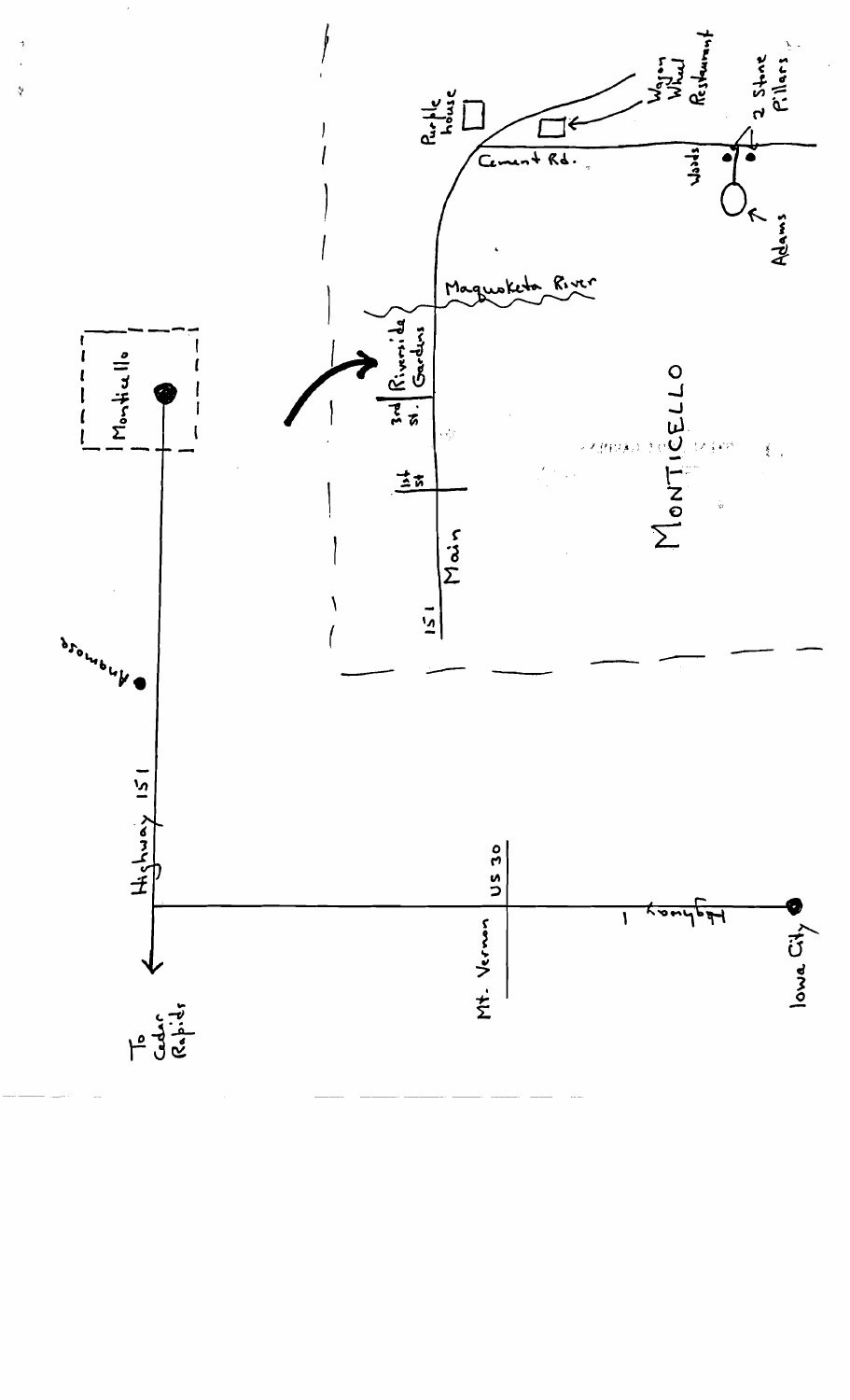To Cedar Rapids

Highway 151

Anamosa

Monticello

Mt. Vernon

US 30

Highway 1

Iowa City

151

Main

1st St

3rd St.

Riverside Gardens

Maquoketa River

MONTICELLO

Cement Rd.

Purple house

Wagon Wheel Restaurant

2 Stone Pillars

Woods

Adams